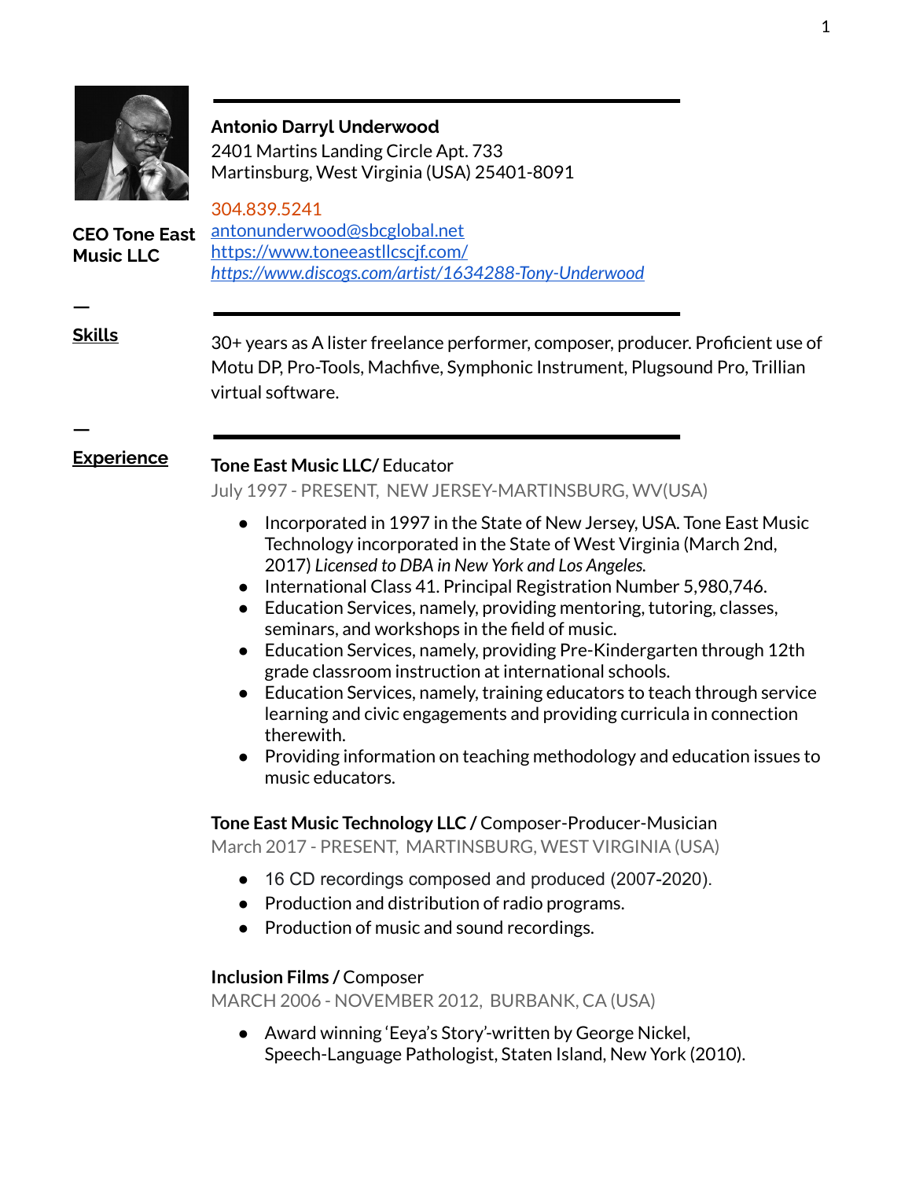**Antonio Darryl Underwood**
2401 Martins Landing Circle Apt. 733
Martinsburg, West Virginia (USA) 25401-8091

**CEO Tone East Music LLC**

304.839.5241
antonunderwood@sbcglobal.net
https://www.toneeastllcscjf.com/
*https://www.discogs.com/artist/1634288-Tony-Underwood*

## Skills

30+ years as A lister freelance performer, composer, producer. Proficient use of Motu DP, Pro-Tools, Machfive, Symphonic Instrument, Plugsound Pro, Trillian virtual software.

## Experience

**Tone East Music LLC/** Educator
July 1997 - PRESENT, NEW JERSEY-MARTINSBURG, WV(USA)

- Incorporated in 1997 in the State of New Jersey, USA. Tone East Music Technology incorporated in the State of West Virginia (March 2nd, 2017) *Licensed to DBA in New York and Los Angeles.*
- International Class 41. Principal Registration Number 5,980,746.
- Education Services, namely, providing mentoring, tutoring, classes, seminars, and workshops in the field of music.
- Education Services, namely, providing Pre-Kindergarten through 12th grade classroom instruction at international schools.
- Education Services, namely, training educators to teach through service learning and civic engagements and providing curricula in connection therewith.
- Providing information on teaching methodology and education issues to music educators.

**Tone East Music Technology LLC /** Composer-Producer-Musician
March 2017 - PRESENT, MARTINSBURG, WEST VIRGINIA (USA)

- 16 CD recordings composed and produced (2007-2020).
- Production and distribution of radio programs.
- Production of music and sound recordings.

**Inclusion Films /** Composer
MARCH 2006 - NOVEMBER 2012, BURBANK, CA (USA)

- Award winning 'Eeya's Story'-written by George Nickel, Speech-Language Pathologist, Staten Island, New York (2010).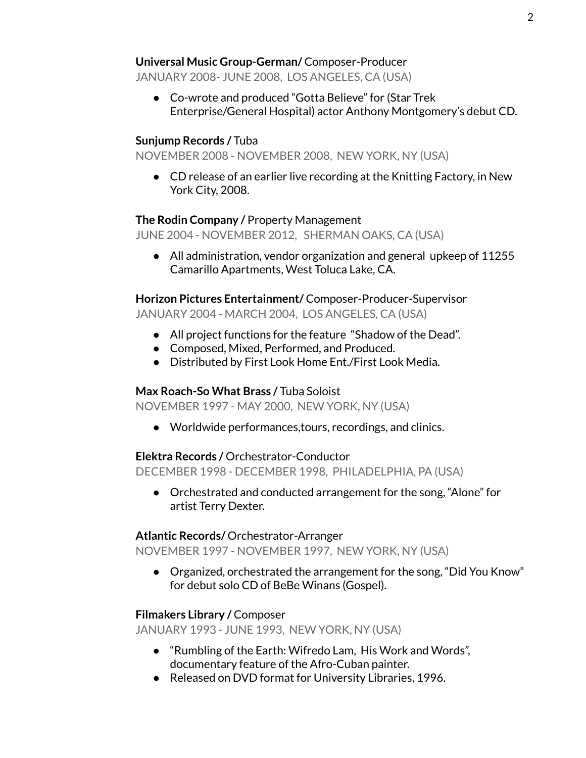**Universal Music Group-German/** Composer-Producer
JANUARY 2008- JUNE 2008, LOS ANGELES, CA (USA)

- Co-wrote and produced "Gotta Believe" for (Star Trek Enterprise/General Hospital) actor Anthony Montgomery's debut CD.

**Sunjump Records /** Tuba
NOVEMBER 2008 - NOVEMBER 2008, NEW YORK, NY (USA)

- CD release of an earlier live recording at the Knitting Factory, in New York City, 2008.

**The Rodin Company /** Property Management
JUNE 2004 - NOVEMBER 2012, SHERMAN OAKS, CA (USA)

- All administration, vendor organization and general upkeep of 11255 Camarillo Apartments, West Toluca Lake, CA.

**Horizon Pictures Entertainment/** Composer-Producer-Supervisor
JANUARY 2004 - MARCH 2004, LOS ANGELES, CA (USA)

- All project functions for the feature "Shadow of the Dead".
- Composed, Mixed, Performed, and Produced.
- Distributed by First Look Home Ent./First Look Media.

**Max Roach-So What Brass /** Tuba Soloist
NOVEMBER 1997 - MAY 2000, NEW YORK, NY (USA)

- Worldwide performances,tours, recordings, and clinics.

**Elektra Records /** Orchestrator-Conductor
DECEMBER 1998 - DECEMBER 1998, PHILADELPHIA, PA (USA)

- Orchestrated and conducted arrangement for the song, "Alone" for artist Terry Dexter.

**Atlantic Records/** Orchestrator-Arranger
NOVEMBER 1997 - NOVEMBER 1997, NEW YORK, NY (USA)

- Organized, orchestrated the arrangement for the song, "Did You Know" for debut solo CD of BeBe Winans (Gospel).

**Filmakers Library /** Composer
JANUARY 1993 - JUNE 1993, NEW YORK, NY (USA)

- "Rumbling of the Earth: Wifredo Lam, His Work and Words", documentary feature of the Afro-Cuban painter.
- Released on DVD format for University Libraries, 1996.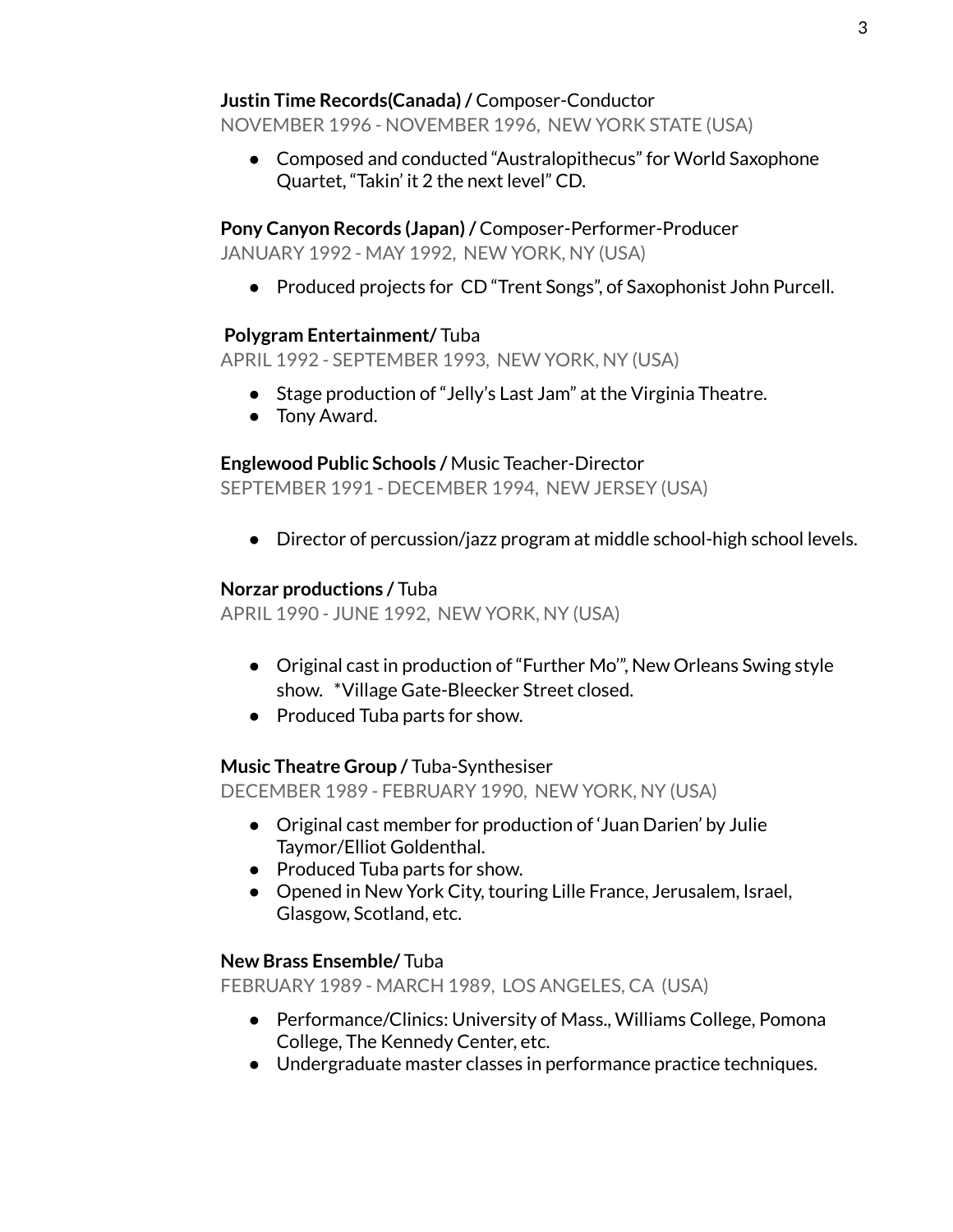**Justin Time Records(Canada) /** Composer-Conductor
NOVEMBER 1996 - NOVEMBER 1996, NEW YORK STATE (USA)

- Composed and conducted "Australopithecus" for World Saxophone Quartet, "Takin' it 2 the next level" CD.

**Pony Canyon Records (Japan) /** Composer-Performer-Producer
JANUARY 1992 - MAY 1992, NEW YORK, NY (USA)

- Produced projects for CD "Trent Songs", of Saxophonist John Purcell.

**Polygram Entertainment/** Tuba
APRIL 1992 - SEPTEMBER 1993, NEW YORK, NY (USA)

- Stage production of "Jelly's Last Jam" at the Virginia Theatre.
- Tony Award.

**Englewood Public Schools /** Music Teacher-Director
SEPTEMBER 1991 - DECEMBER 1994, NEW JERSEY (USA)

- Director of percussion/jazz program at middle school-high school levels.

**Norzar productions /** Tuba
APRIL 1990 - JUNE 1992, NEW YORK, NY (USA)

- Original cast in production of "Further Mo'", New Orleans Swing style show. *Village Gate-Bleecker Street closed.
- Produced Tuba parts for show.

**Music Theatre Group /** Tuba-Synthesiser
DECEMBER 1989 - FEBRUARY 1990, NEW YORK, NY (USA)

- Original cast member for production of 'Juan Darien' by Julie Taymor/Elliot Goldenthal.
- Produced Tuba parts for show.
- Opened in New York City, touring Lille France, Jerusalem, Israel, Glasgow, Scotland, etc.

**New Brass Ensemble/** Tuba
FEBRUARY 1989 - MARCH 1989, LOS ANGELES, CA (USA)

- Performance/Clinics: University of Mass., Williams College, Pomona College, The Kennedy Center, etc.
- Undergraduate master classes in performance practice techniques.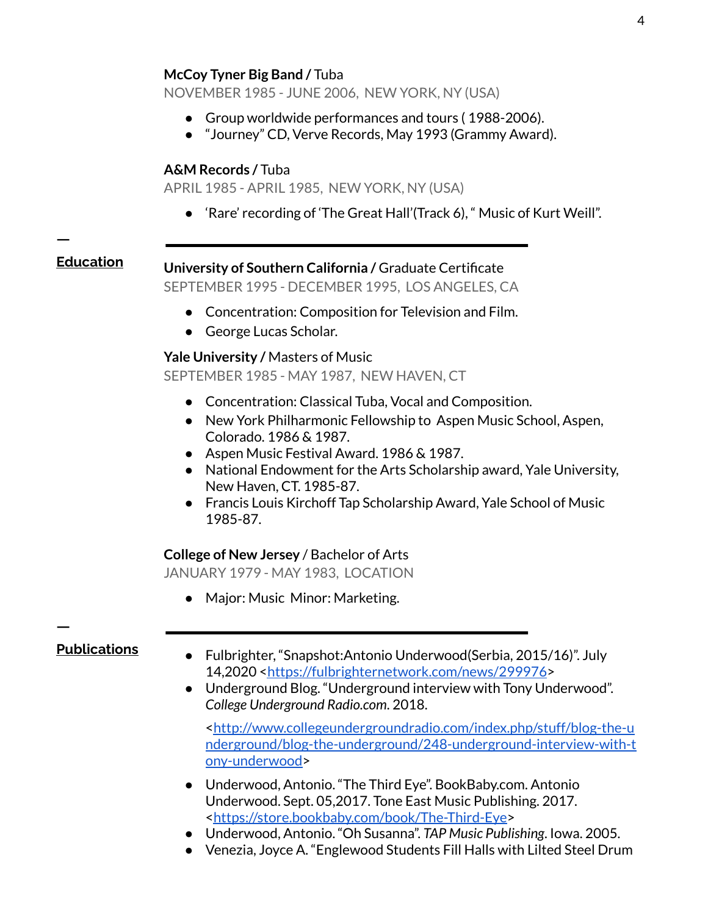**McCoy Tyner Big Band /** Tuba
NOVEMBER 1985 - JUNE 2006, NEW YORK, NY (USA)

- Group worldwide performances and tours ( 1988-2006).
- "Journey" CD, Verve Records, May 1993 (Grammy Award).

**A&M Records /** Tuba
APRIL 1985 - APRIL 1985, NEW YORK, NY (USA)

- 'Rare' recording of 'The Great Hall'(Track 6), " Music of Kurt Weill".

---

## Education

**University of Southern California /** Graduate Certificate
SEPTEMBER 1995 - DECEMBER 1995, LOS ANGELES, CA

- Concentration: Composition for Television and Film.
- George Lucas Scholar.

**Yale University /** Masters of Music
SEPTEMBER 1985 - MAY 1987, NEW HAVEN, CT

- Concentration: Classical Tuba, Vocal and Composition.
- New York Philharmonic Fellowship to Aspen Music School, Aspen, Colorado. 1986 & 1987.
- Aspen Music Festival Award. 1986 & 1987.
- National Endowment for the Arts Scholarship award, Yale University, New Haven, CT. 1985-87.
- Francis Louis Kirchoff Tap Scholarship Award, Yale School of Music 1985-87.

**College of New Jersey** / Bachelor of Arts
JANUARY 1979 - MAY 1983, LOCATION

- Major: Music Minor: Marketing.

---

## Publications

- Fulbrighter, "Snapshot:Antonio Underwood(Serbia, 2015/16)". July 14,2020 <https://fulbrighternetwork.com/news/299976>
- Underground Blog. "Underground interview with Tony Underwood". *College Underground Radio.com*. 2018.

  <http://www.collegeundergroundradio.com/index.php/stuff/blog-the-underground/blog-the-underground/248-underground-interview-with-tony-underwood>
- Underwood, Antonio. "The Third Eye". BookBaby.com. Antonio Underwood. Sept. 05,2017. Tone East Music Publishing. 2017. <https://store.bookbaby.com/book/The-Third-Eye>
- Underwood, Antonio. "Oh Susanna". *TAP Music Publishing*. Iowa. 2005.
- Venezia, Joyce A. "Englewood Students Fill Halls with Lilted Steel Drum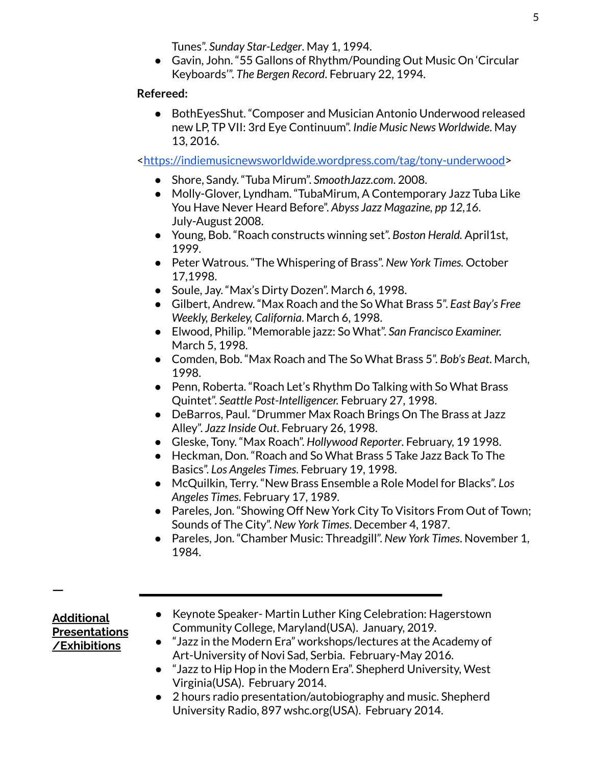Tunes". *Sunday Star-Ledger*. May 1, 1994.

- Gavin, John. "55 Gallons of Rhythm/Pounding Out Music On 'Circular Keyboards'". *The Bergen Record*. February 22, 1994.

**Refereed:**

- BothEyesShut. "Composer and Musician Antonio Underwood released new LP, TP VII: 3rd Eye Continuum". *Indie Music News Worldwide*. May 13, 2016.

<https://indiemusicnewsworldwide.wordpress.com/tag/tony-underwood>

- Shore, Sandy. "Tuba Mirum". *SmoothJazz.com*. 2008.
- Molly-Glover, Lyndham. "TubaMirum, A Contemporary Jazz Tuba Like You Have Never Heard Before". *Abyss Jazz Magazine, pp 12,16*. July-August 2008.
- Young, Bob. "Roach constructs winning set". *Boston Herald.* April1st, 1999.
- Peter Watrous. "The Whispering of Brass". *New York Times.* October 17,1998.
- Soule, Jay. "Max's Dirty Dozen". March 6, 1998.
- Gilbert, Andrew. "Max Roach and the So What Brass 5". *East Bay's Free Weekly, Berkeley, California*. March 6, 1998.
- Elwood, Philip. "Memorable jazz: So What". *San Francisco Examiner.* March 5, 1998.
- Comden, Bob. "Max Roach and The So What Brass 5". *Bob's Beat*. March, 1998.
- Penn, Roberta. "Roach Let's Rhythm Do Talking with So What Brass Quintet". *Seattle Post-Intelligencer.* February 27, 1998.
- DeBarros, Paul. "Drummer Max Roach Brings On The Brass at Jazz Alley". *Jazz Inside Out*. February 26, 1998.
- Gleske, Tony. "Max Roach". *Hollywood Reporter*. February, 19 1998.
- Heckman, Don. "Roach and So What Brass 5 Take Jazz Back To The Basics". *Los Angeles Times*. February 19, 1998.
- McQuilkin, Terry. "New Brass Ensemble a Role Model for Blacks". *Los Angeles Times*. February 17, 1989.
- Pareles, Jon. "Showing Off New York City To Visitors From Out of Town; Sounds of The City". *New York Times*. December 4, 1987.
- Pareles, Jon. "Chamber Music: Threadgill". *New York Times*. November 1, 1984.

---

## Additional Presentations /Exhibitions

- Keynote Speaker- Martin Luther King Celebration: Hagerstown Community College, Maryland(USA). January, 2019.
- "Jazz in the Modern Era" workshops/lectures at the Academy of Art-University of Novi Sad, Serbia. February-May 2016.
- "Jazz to Hip Hop in the Modern Era". Shepherd University, West Virginia(USA). February 2014.
- 2 hours radio presentation/autobiography and music. Shepherd University Radio, 897 wshc.org(USA). February 2014.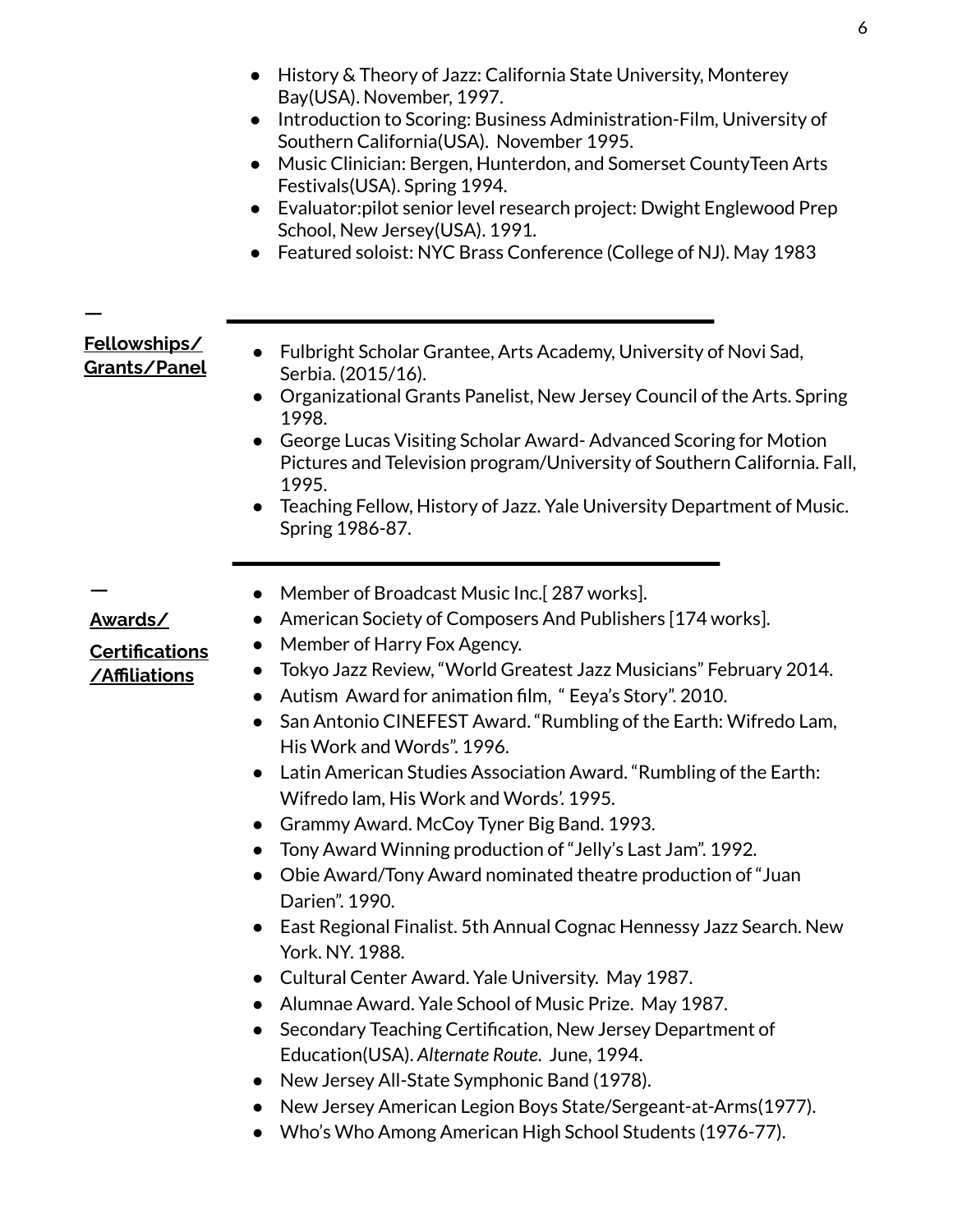- History & Theory of Jazz: California State University, Monterey Bay(USA). November, 1997.
- Introduction to Scoring: Business Administration-Film, University of Southern California(USA). November 1995.
- Music Clinician: Bergen, Hunterdon, and Somerset CountyTeen Arts Festivals(USA). Spring 1994.
- Evaluator:pilot senior level research project: Dwight Englewood Prep School, New Jersey(USA). 1991.
- Featured soloist: NYC Brass Conference (College of NJ). May 1983

## Fellowships/ Grants/Panel

- Fulbright Scholar Grantee, Arts Academy, University of Novi Sad, Serbia. (2015/16).
- Organizational Grants Panelist, New Jersey Council of the Arts. Spring 1998.
- George Lucas Visiting Scholar Award- Advanced Scoring for Motion Pictures and Television program/University of Southern California. Fall, 1995.
- Teaching Fellow, History of Jazz. Yale University Department of Music. Spring 1986-87.

## Awards/ Certifications /Affiliations

- Member of Broadcast Music Inc.[ 287 works].
- American Society of Composers And Publishers [174 works].
- Member of Harry Fox Agency.
- Tokyo Jazz Review, "World Greatest Jazz Musicians" February 2014.
- Autism Award for animation film, " Eeya's Story". 2010.
- San Antonio CINEFEST Award. "Rumbling of the Earth: Wifredo Lam, His Work and Words". 1996.
- Latin American Studies Association Award. "Rumbling of the Earth: Wifredo lam, His Work and Words'. 1995.
- Grammy Award. McCoy Tyner Big Band. 1993.
- Tony Award Winning production of "Jelly's Last Jam". 1992.
- Obie Award/Tony Award nominated theatre production of "Juan Darien". 1990.
- East Regional Finalist. 5th Annual Cognac Hennessy Jazz Search. New York. NY. 1988.
- Cultural Center Award. Yale University. May 1987.
- Alumnae Award. Yale School of Music Prize. May 1987.
- Secondary Teaching Certification, New Jersey Department of Education(USA). *Alternate Route.* June, 1994.
- New Jersey All-State Symphonic Band (1978).
- New Jersey American Legion Boys State/Sergeant-at-Arms(1977).
- Who's Who Among American High School Students (1976-77).